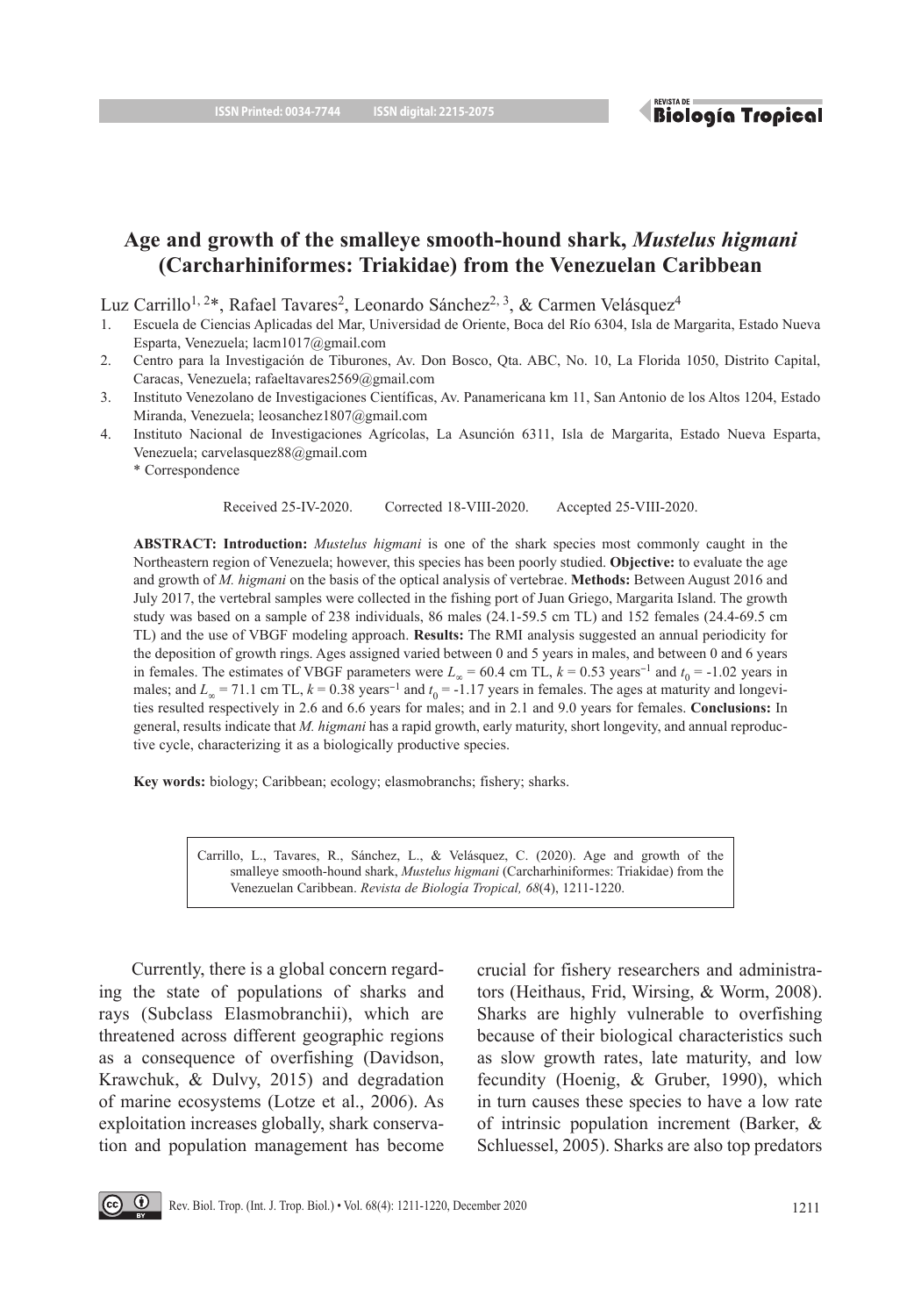# Age and growth of the smalleye smooth-hound shark, *Mustelus higmani* (Carcharhiniformes: Triakidae) from the Venezuelan Caribbean

Luz Carrillo[1, 2]*, Rafael Tavares[2], Leonardo Sánchez[2, 3], & Carmen Velásquez[4]

1. Escuela de Ciencias Aplicadas del Mar, Universidad de Oriente, Boca del Río 6304, Isla de Margarita, Estado Nueva Esparta, Venezuela; lacm1017@gmail.com
2. Centro para la Investigación de Tiburones, Av. Don Bosco, Qta. ABC, No. 10, La Florida 1050, Distrito Capital, Caracas, Venezuela; rafaeltavares2569@gmail.com
3. Instituto Venezolano de Investigaciones Científicas, Av. Panamericana km 11, San Antonio de los Altos 1204, Estado Miranda, Venezuela; leosanchez1807@gmail.com
4. Instituto Nacional de Investigaciones Agrícolas, La Asunción 6311, Isla de Margarita, Estado Nueva Esparta, Venezuela; carvelasquez88@gmail.com

\* Correspondence

Received 25-IV-2020. Corrected 18-VIII-2020. Accepted 25-VIII-2020.

**ABSTRACT: Introduction:** *Mustelus higmani* is one of the shark species most commonly caught in the Northeastern region of Venezuela; however, this species has been poorly studied. **Objective:** to evaluate the age and growth of *M. higmani* on the basis of the optical analysis of vertebrae. **Methods:** Between August 2016 and July 2017, the vertebral samples were collected in the fishing port of Juan Griego, Margarita Island. The growth study was based on a sample of 238 individuals, 86 males (24.1-59.5 cm TL) and 152 females (24.4-69.5 cm TL) and the use of VBGF modeling approach. **Results:** The RMI analysis suggested an annual periodicity for the deposition of growth rings. Ages assigned varied between 0 and 5 years in males, and between 0 and 6 years in females. The estimates of VBGF parameters were $L_\infty$ = 60.4 cm TL, $k$ = 0.53 years$^{-1}$ and $t_0$ = -1.02 years in males; and $L_\infty$ = 71.1 cm TL, $k$ = 0.38 years$^{-1}$ and $t_0$ = -1.17 years in females. The ages at maturity and longevities resulted respectively in 2.6 and 6.6 years for males; and in 2.1 and 9.0 years for females. **Conclusions:** In general, results indicate that *M. higmani* has a rapid growth, early maturity, short longevity, and annual reproductive cycle, characterizing it as a biologically productive species.

**Key words:** biology; Caribbean; ecology; elasmobranchs; fishery; sharks.

Carrillo, L., Tavares, R., Sánchez, L., & Velásquez, C. (2020). Age and growth of the smalleye smooth-hound shark, *Mustelus higmani* (Carcharhiniformes: Triakidae) from the Venezuelan Caribbean. *Revista de Biología Tropical, 68*(4), 1211-1220.

Currently, there is a global concern regarding the state of populations of sharks and rays (Subclass Elasmobranchii), which are threatened across different geographic regions as a consequence of overfishing (Davidson, Krawchuk, & Dulvy, 2015) and degradation of marine ecosystems (Lotze et al., 2006). As exploitation increases globally, shark conservation and population management has become crucial for fishery researchers and administrators (Heithaus, Frid, Wirsing, & Worm, 2008). Sharks are highly vulnerable to overfishing because of their biological characteristics such as slow growth rates, late maturity, and low fecundity (Hoenig, & Gruber, 1990), which in turn causes these species to have a low rate of intrinsic population increment (Barker, & Schluessel, 2005). Sharks are also top predators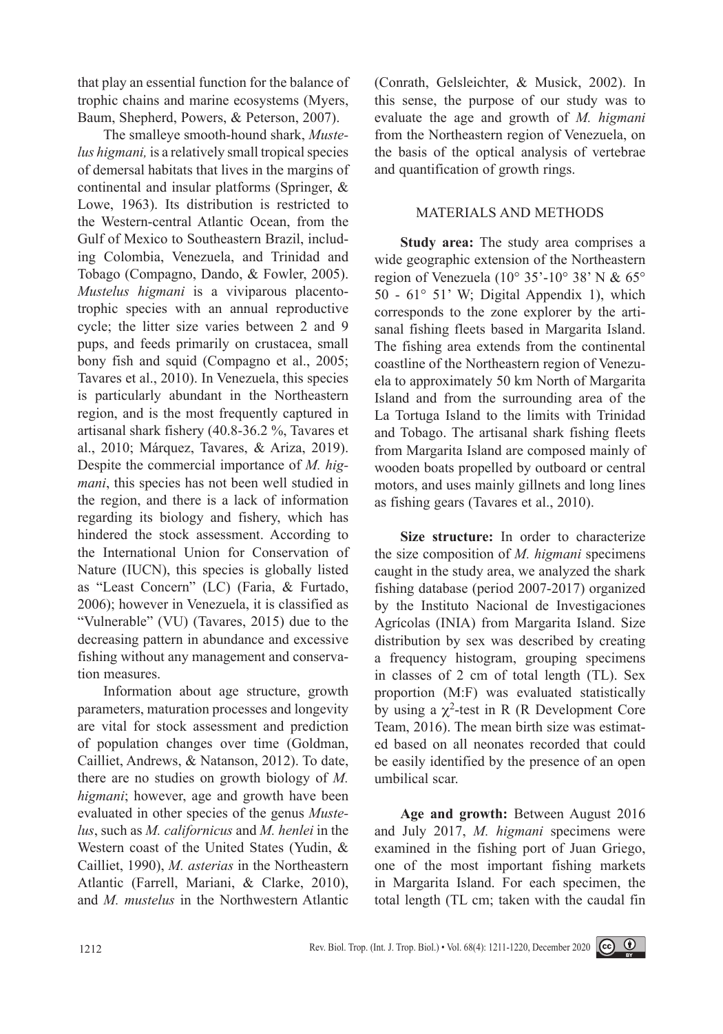that play an essential function for the balance of trophic chains and marine ecosystems (Myers, Baum, Shepherd, Powers, & Peterson, 2007).

The smalleye smooth-hound shark, *Mustelus higmani,* is a relatively small tropical species of demersal habitats that lives in the margins of continental and insular platforms (Springer, & Lowe, 1963). Its distribution is restricted to the Western-central Atlantic Ocean, from the Gulf of Mexico to Southeastern Brazil, including Colombia, Venezuela, and Trinidad and Tobago (Compagno, Dando, & Fowler, 2005). *Mustelus higmani* is a viviparous placentotrophic species with an annual reproductive cycle; the litter size varies between 2 and 9 pups, and feeds primarily on crustacea, small bony fish and squid (Compagno et al., 2005; Tavares et al., 2010). In Venezuela, this species is particularly abundant in the Northeastern region, and is the most frequently captured in artisanal shark fishery (40.8-36.2 %, Tavares et al., 2010; Márquez, Tavares, & Ariza, 2019). Despite the commercial importance of *M. higmani*, this species has not been well studied in the region, and there is a lack of information regarding its biology and fishery, which has hindered the stock assessment. According to the International Union for Conservation of Nature (IUCN), this species is globally listed as "Least Concern" (LC) (Faria, & Furtado, 2006); however in Venezuela, it is classified as "Vulnerable" (VU) (Tavares, 2015) due to the decreasing pattern in abundance and excessive fishing without any management and conservation measures.

Information about age structure, growth parameters, maturation processes and longevity are vital for stock assessment and prediction of population changes over time (Goldman, Cailliet, Andrews, & Natanson, 2012). To date, there are no studies on growth biology of *M. higmani*; however, age and growth have been evaluated in other species of the genus *Mustelus*, such as *M. californicus* and *M. henlei* in the Western coast of the United States (Yudin, & Cailliet, 1990), *M. asterias* in the Northeastern Atlantic (Farrell, Mariani, & Clarke, 2010), and *M. mustelus* in the Northwestern Atlantic (Conrath, Gelsleichter, & Musick, 2002). In this sense, the purpose of our study was to evaluate the age and growth of *M. higmani* from the Northeastern region of Venezuela, on the basis of the optical analysis of vertebrae and quantification of growth rings.

## MATERIALS AND METHODS

**Study area:** The study area comprises a wide geographic extension of the Northeastern region of Venezuela (10° 35'-10° 38' N & 65° 50 - 61° 51' W; Digital Appendix 1), which corresponds to the zone explorer by the artisanal fishing fleets based in Margarita Island. The fishing area extends from the continental coastline of the Northeastern region of Venezuela to approximately 50 km North of Margarita Island and from the surrounding area of the La Tortuga Island to the limits with Trinidad and Tobago. The artisanal shark fishing fleets from Margarita Island are composed mainly of wooden boats propelled by outboard or central motors, and uses mainly gillnets and long lines as fishing gears (Tavares et al., 2010).

**Size structure:** In order to characterize the size composition of *M. higmani* specimens caught in the study area, we analyzed the shark fishing database (period 2007-2017) organized by the Instituto Nacional de Investigaciones Agrícolas (INIA) from Margarita Island. Size distribution by sex was described by creating a frequency histogram, grouping specimens in classes of 2 cm of total length (TL). Sex proportion (M:F) was evaluated statistically by using a $\chi^2$-test in R (R Development Core Team, 2016). The mean birth size was estimated based on all neonates recorded that could be easily identified by the presence of an open umbilical scar.

**Age and growth:** Between August 2016 and July 2017, *M. higmani* specimens were examined in the fishing port of Juan Griego, one of the most important fishing markets in Margarita Island. For each specimen, the total length (TL cm; taken with the caudal fin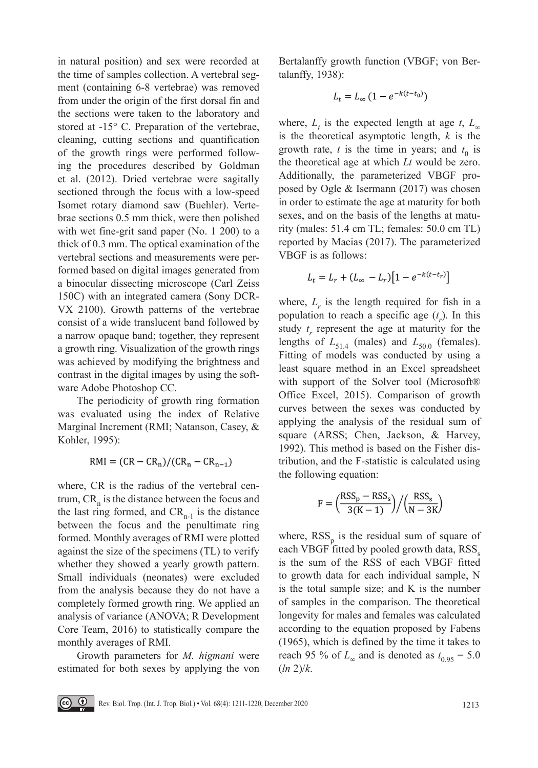in natural position) and sex were recorded at the time of samples collection. A vertebral segment (containing 6-8 vertebrae) was removed from under the origin of the first dorsal fin and the sections were taken to the laboratory and stored at -15° C. Preparation of the vertebrae, cleaning, cutting sections and quantification of the growth rings were performed following the procedures described by Goldman et al. (2012). Dried vertebrae were sagitally sectioned through the focus with a low-speed Isomet rotary diamond saw (Buehler). Vertebrae sections 0.5 mm thick, were then polished with wet fine-grit sand paper (No. 1 200) to a thick of 0.3 mm. The optical examination of the vertebral sections and measurements were performed based on digital images generated from a binocular dissecting microscope (Carl Zeiss 150C) with an integrated camera (Sony DCR-VX 2100). Growth patterns of the vertebrae consist of a wide translucent band followed by a narrow opaque band; together, they represent a growth ring. Visualization of the growth rings was achieved by modifying the brightness and contrast in the digital images by using the software Adobe Photoshop CC.

The periodicity of growth ring formation was evaluated using the index of Relative Marginal Increment (RMI; Natanson, Casey, & Kohler, 1995):

$$\mathrm{RMI} = (\mathrm{CR} - \mathrm{CR_n})/(\mathrm{CR_n} - \mathrm{CR_{n-1}})$$

where, CR is the radius of the vertebral centrum, $CR_n$ is the distance between the focus and the last ring formed, and $CR_{n-1}$ is the distance between the focus and the penultimate ring formed. Monthly averages of RMI were plotted against the size of the specimens (TL) to verify whether they showed a yearly growth pattern. Small individuals (neonates) were excluded from the analysis because they do not have a completely formed growth ring. We applied an analysis of variance (ANOVA; R Development Core Team, 2016) to statistically compare the monthly averages of RMI.

Growth parameters for *M. higmani* were estimated for both sexes by applying the von Bertalanffy growth function (VBGF; von Bertalanffy, 1938):

$$L_t = L_\infty \left(1 - e^{-k(t - t_0)}\right)$$

where, $L_t$ is the expected length at age $t$, $L_\infty$ is the theoretical asymptotic length, $k$ is the growth rate, $t$ is the time in years; and $t_0$ is the theoretical age at which $Lt$ would be zero. Additionally, the parameterized VBGF proposed by Ogle & Isermann (2017) was chosen in order to estimate the age at maturity for both sexes, and on the basis of the lengths at maturity (males: 51.4 cm TL; females: 50.0 cm TL) reported by Macias (2017). The parameterized VBGF is as follows:

$$L_t = L_r + (L_\infty - L_r)\left[1 - e^{-k(t - t_r)}\right]$$

where, $L_r$ is the length required for fish in a population to reach a specific age ($t_r$). In this study $t_r$ represent the age at maturity for the lengths of $L_{51.4}$ (males) and $L_{50.0}$ (females). Fitting of models was conducted by using a least square method in an Excel spreadsheet with support of the Solver tool (Microsoft® Office Excel, 2015). Comparison of growth curves between the sexes was conducted by applying the analysis of the residual sum of square (ARSS; Chen, Jackson, & Harvey, 1992). This method is based on the Fisher distribution, and the F-statistic is calculated using the following equation:

$$\mathrm{F} = \left(\frac{\mathrm{RSS_p} - \mathrm{RSS_s}}{3(\mathrm{K} - 1)}\right) \Big/ \left(\frac{\mathrm{RSS_s}}{\mathrm{N} - 3\mathrm{K}}\right)$$

where, $RSS_p$ is the residual sum of square of each VBGF fitted by pooled growth data, $RSS_s$ is the sum of the RSS of each VBGF fitted to growth data for each individual sample, N is the total sample size; and K is the number of samples in the comparison. The theoretical longevity for males and females was calculated according to the equation proposed by Fabens (1965), which is defined by the time it takes to reach 95 % of $L_\infty$ and is denoted as $t_{0.95} = 5.0$ ($ln$ 2)/$k$.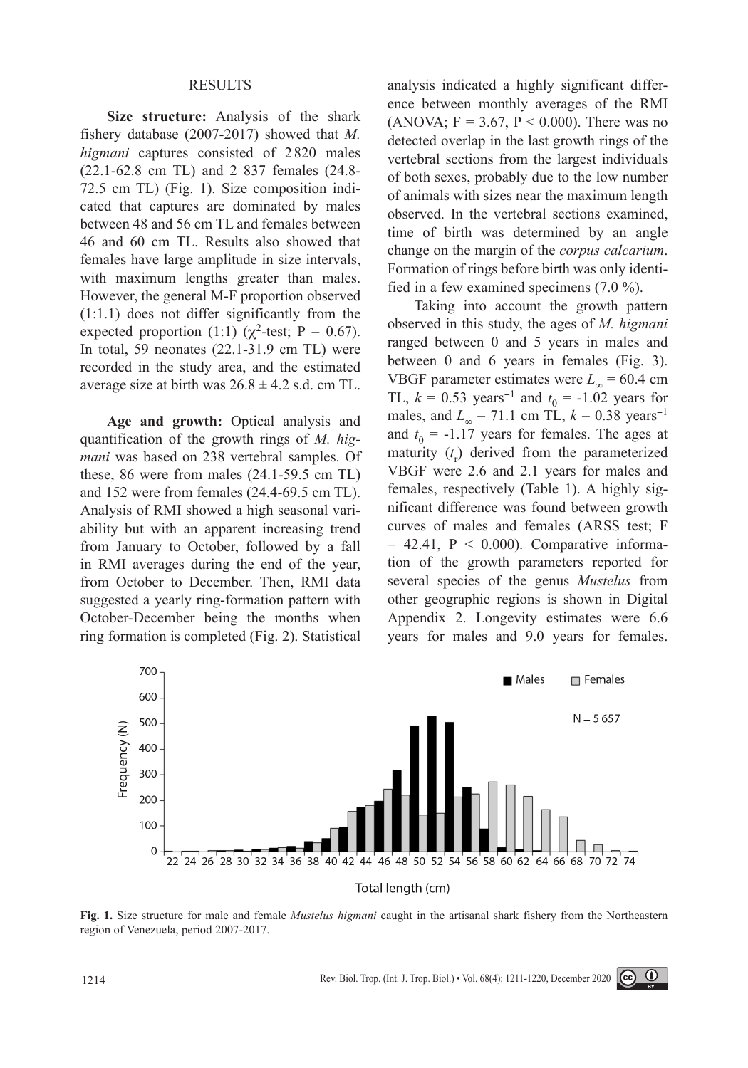## RESULTS

**Size structure:** Analysis of the shark fishery database (2007-2017) showed that *M. higmani* captures consisted of 2 820 males (22.1-62.8 cm TL) and 2 837 females (24.8-72.5 cm TL) (Fig. 1). Size composition indicated that captures are dominated by males between 48 and 56 cm TL and females between 46 and 60 cm TL. Results also showed that females have large amplitude in size intervals, with maximum lengths greater than males. However, the general M-F proportion observed (1:1.1) does not differ significantly from the expected proportion (1:1) ($\chi^2$-test; P = 0.67). In total, 59 neonates (22.1-31.9 cm TL) were recorded in the study area, and the estimated average size at birth was 26.8 ± 4.2 s.d. cm TL.

**Age and growth:** Optical analysis and quantification of the growth rings of *M. higmani* was based on 238 vertebral samples. Of these, 86 were from males (24.1-59.5 cm TL) and 152 were from females (24.4-69.5 cm TL). Analysis of RMI showed a high seasonal variability but with an apparent increasing trend from January to October, followed by a fall in RMI averages during the end of the year, from October to December. Then, RMI data suggested a yearly ring-formation pattern with October-December being the months when ring formation is completed (Fig. 2). Statistical analysis indicated a highly significant difference between monthly averages of the RMI (ANOVA; F = 3.67, P < 0.000). There was no detected overlap in the last growth rings of the vertebral sections from the largest individuals of both sexes, probably due to the low number of animals with sizes near the maximum length observed. In the vertebral sections examined, time of birth was determined by an angle change on the margin of the *corpus calcarium*. Formation of rings before birth was only identified in a few examined specimens (7.0 %).

Taking into account the growth pattern observed in this study, the ages of *M. higmani* ranged between 0 and 5 years in males and between 0 and 6 years in females (Fig. 3). VBGF parameter estimates were $L_\infty$ = 60.4 cm TL, $k$ = 0.53 years$^{-1}$ and $t_0$ = -1.02 years for males, and $L_\infty$ = 71.1 cm TL, $k$ = 0.38 years$^{-1}$ and $t_0$ = -1.17 years for females. The ages at maturity ($t_r$) derived from the parameterized VBGF were 2.6 and 2.1 years for males and females, respectively (Table 1). A highly significant difference was found between growth curves of males and females (ARSS test; F = 42.41, P < 0.000). Comparative information of the growth parameters reported for several species of the genus *Mustelus* from other geographic regions is shown in Digital Appendix 2. Longevity estimates were 6.6 years for males and 9.0 years for females.

**Fig. 1.** Size structure for male and female *Mustelus higmani* caught in the artisanal shark fishery from the Northeastern region of Venezuela, period 2007-2017.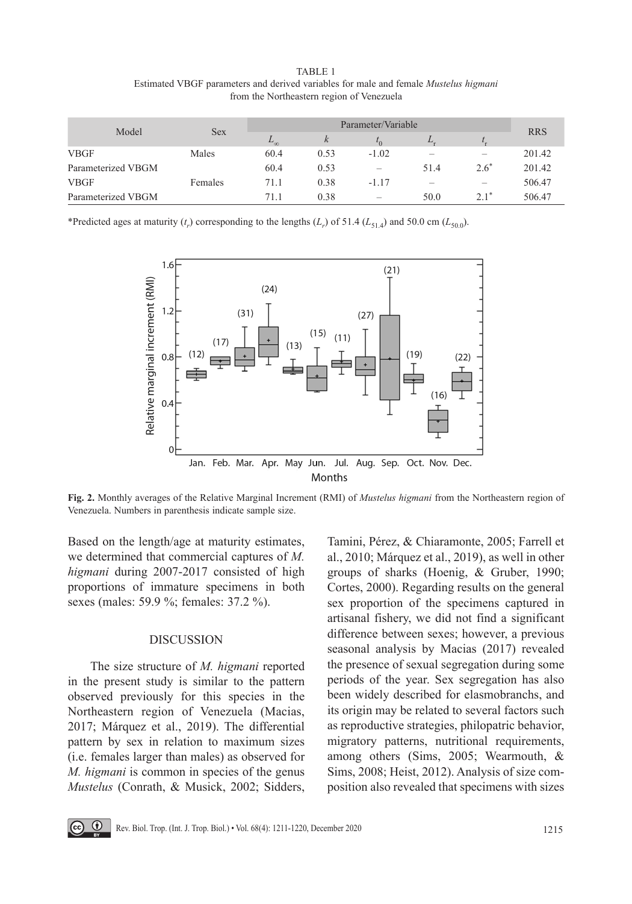TABLE 1
Estimated VBGF parameters and derived variables for male and female *Mustelus higmani* from the Northeastern region of Venezuela

| Model | Sex | Parameter/Variable | | | | | RRS |
|---|---|---|---|---|---|---|---|
| | | $L_\infty$ | $k$ | $t_0$ | $L_r$ | $t_r$ | |
| VBGF | Males | 60.4 | 0.53 | -1.02 | – | – | 201.42 |
| Parameterized VBGM | | 60.4 | 0.53 | – | 51.4 | 2.6* | 201.42 |
| VBGF | Females | 71.1 | 0.38 | -1.17 | – | – | 506.47 |
| Parameterized VBGM | | 71.1 | 0.38 | – | 50.0 | 2.1* | 506.47 |

*Predicted ages at maturity ($t_r$) corresponding to the lengths ($L_r$) of 51.4 ($L_{51.4}$) and 50.0 cm ($L_{50.0}$).

**Fig. 2.** Monthly averages of the Relative Marginal Increment (RMI) of *Mustelus higmani* from the Northeastern region of Venezuela. Numbers in parenthesis indicate sample size.

Based on the length/age at maturity estimates, we determined that commercial captures of *M. higmani* during 2007-2017 consisted of high proportions of immature specimens in both sexes (males: 59.9 %; females: 37.2 %).

## DISCUSSION

The size structure of *M. higmani* reported in the present study is similar to the pattern observed previously for this species in the Northeastern region of Venezuela (Macias, 2017; Márquez et al., 2019). The differential pattern by sex in relation to maximum sizes (i.e. females larger than males) as observed for *M. higmani* is common in species of the genus *Mustelus* (Conrath, & Musick, 2002; Sidders, Tamini, Pérez, & Chiaramonte, 2005; Farrell et al., 2010; Márquez et al., 2019), as well in other groups of sharks (Hoenig, & Gruber, 1990; Cortes, 2000). Regarding results on the general sex proportion of the specimens captured in artisanal fishery, we did not find a significant difference between sexes; however, a previous seasonal analysis by Macias (2017) revealed the presence of sexual segregation during some periods of the year. Sex segregation has also been widely described for elasmobranchs, and its origin may be related to several factors such as reproductive strategies, philopatric behavior, migratory patterns, nutritional requirements, among others (Sims, 2005; Wearmouth, & Sims, 2008; Heist, 2012). Analysis of size composition also revealed that specimens with sizes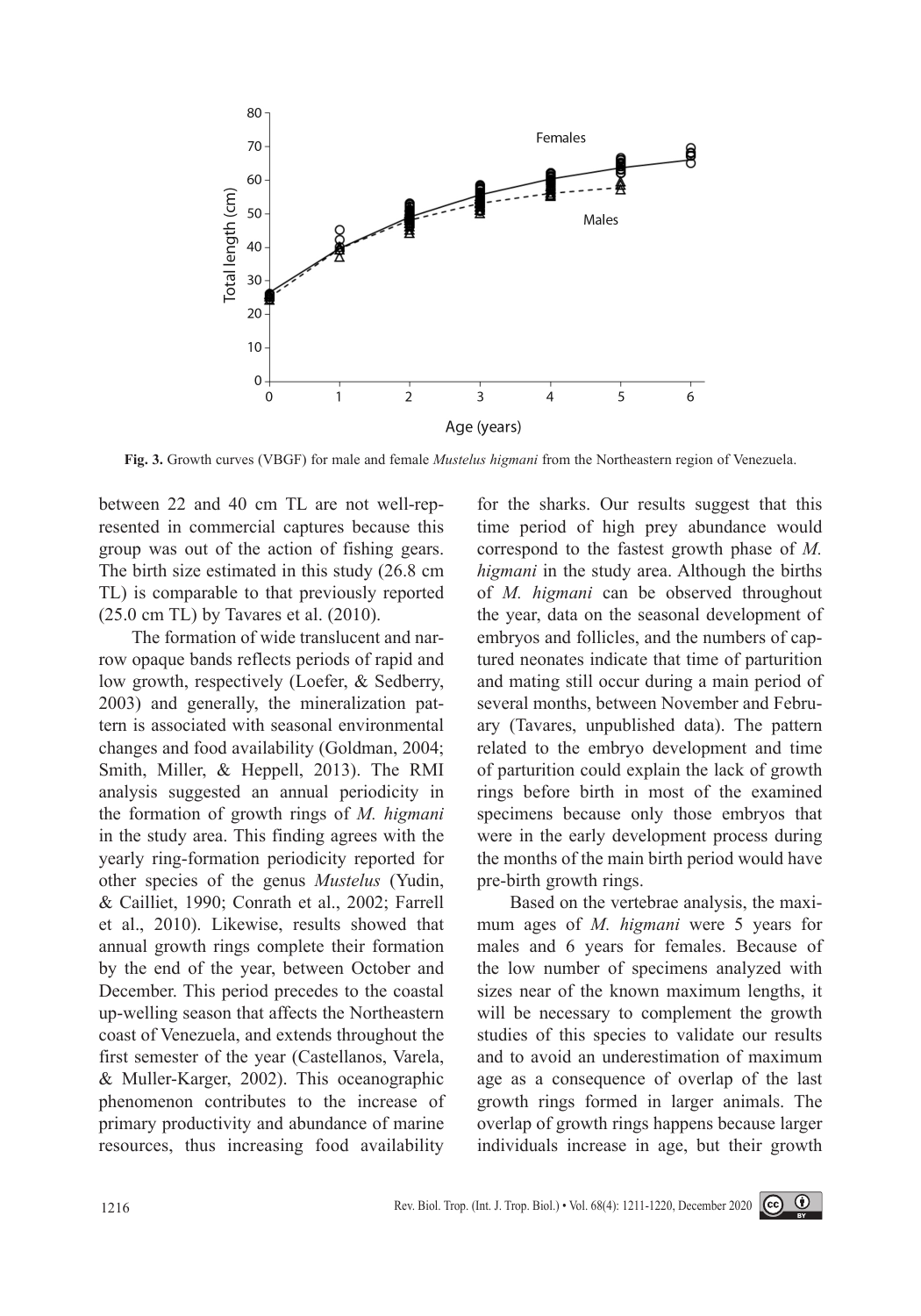Fig. 3. Growth curves (VBGF) for male and female *Mustelus higmani* from the Northeastern region of Venezuela.

between 22 and 40 cm TL are not well-represented in commercial captures because this group was out of the action of fishing gears. The birth size estimated in this study (26.8 cm TL) is comparable to that previously reported (25.0 cm TL) by Tavares et al. (2010).

The formation of wide translucent and narrow opaque bands reflects periods of rapid and low growth, respectively (Loefer, & Sedberry, 2003) and generally, the mineralization pattern is associated with seasonal environmental changes and food availability (Goldman, 2004; Smith, Miller, & Heppell, 2013). The RMI analysis suggested an annual periodicity in the formation of growth rings of *M. higmani* in the study area. This finding agrees with the yearly ring-formation periodicity reported for other species of the genus *Mustelus* (Yudin, & Cailliet, 1990; Conrath et al., 2002; Farrell et al., 2010). Likewise, results showed that annual growth rings complete their formation by the end of the year, between October and December. This period precedes to the coastal up-welling season that affects the Northeastern coast of Venezuela, and extends throughout the first semester of the year (Castellanos, Varela, & Muller-Karger, 2002). This oceanographic phenomenon contributes to the increase of primary productivity and abundance of marine resources, thus increasing food availability for the sharks. Our results suggest that this time period of high prey abundance would correspond to the fastest growth phase of *M. higmani* in the study area. Although the births of *M. higmani* can be observed throughout the year, data on the seasonal development of embryos and follicles, and the numbers of captured neonates indicate that time of parturition and mating still occur during a main period of several months, between November and February (Tavares, unpublished data). The pattern related to the embryo development and time of parturition could explain the lack of growth rings before birth in most of the examined specimens because only those embryos that were in the early development process during the months of the main birth period would have pre-birth growth rings.

Based on the vertebrae analysis, the maximum ages of *M. higmani* were 5 years for males and 6 years for females. Because of the low number of specimens analyzed with sizes near of the known maximum lengths, it will be necessary to complement the growth studies of this species to validate our results and to avoid an underestimation of maximum age as a consequence of overlap of the last growth rings formed in larger animals. The overlap of growth rings happens because larger individuals increase in age, but their growth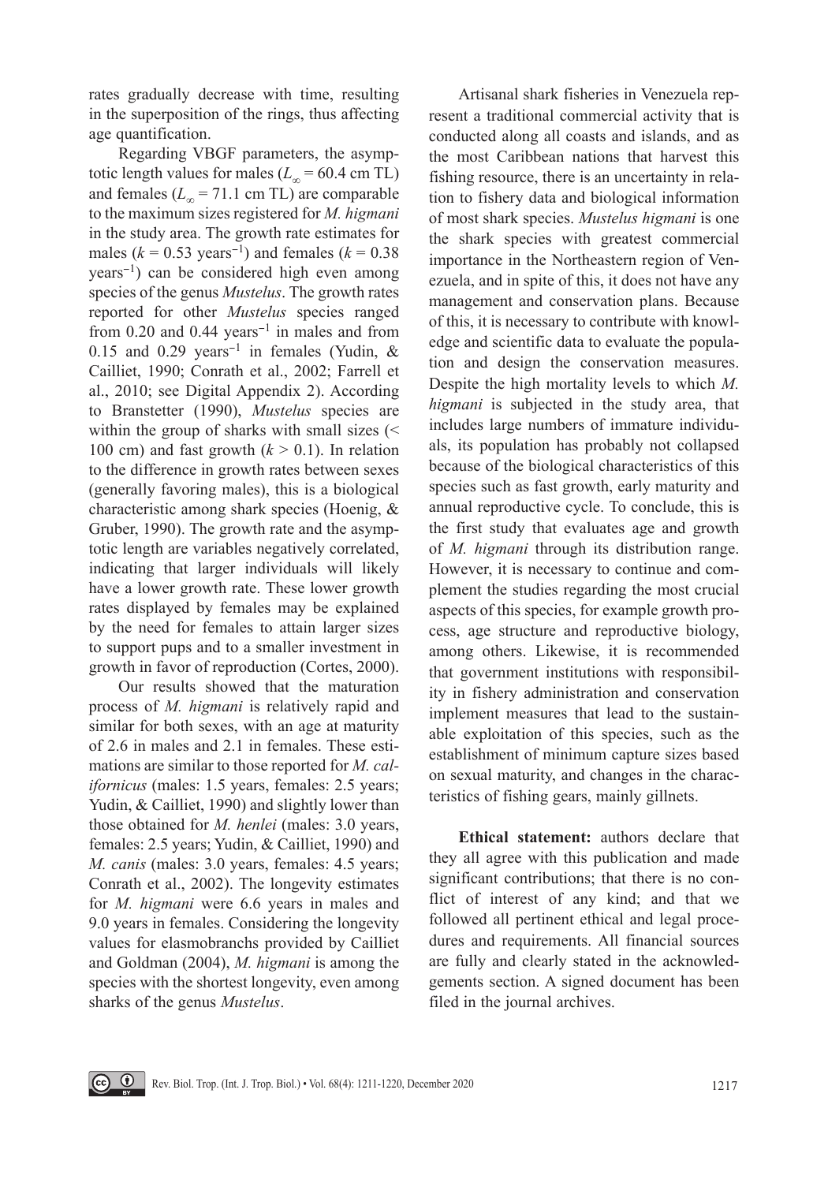rates gradually decrease with time, resulting in the superposition of the rings, thus affecting age quantification.

Regarding VBGF parameters, the asymptotic length values for males ($L_\infty$ = 60.4 cm TL) and females ($L_\infty$ = 71.1 cm TL) are comparable to the maximum sizes registered for *M. higmani* in the study area. The growth rate estimates for males ($k$ = 0.53 years$^{-1}$) and females ($k$ = 0.38 years$^{-1}$) can be considered high even among species of the genus *Mustelus*. The growth rates reported for other *Mustelus* species ranged from 0.20 and 0.44 years$^{-1}$ in males and from 0.15 and 0.29 years$^{-1}$ in females (Yudin, & Cailliet, 1990; Conrath et al., 2002; Farrell et al., 2010; see Digital Appendix 2). According to Branstetter (1990), *Mustelus* species are within the group of sharks with small sizes (< 100 cm) and fast growth ($k$ > 0.1). In relation to the difference in growth rates between sexes (generally favoring males), this is a biological characteristic among shark species (Hoenig, & Gruber, 1990). The growth rate and the asymptotic length are variables negatively correlated, indicating that larger individuals will likely have a lower growth rate. These lower growth rates displayed by females may be explained by the need for females to attain larger sizes to support pups and to a smaller investment in growth in favor of reproduction (Cortes, 2000).

Our results showed that the maturation process of *M. higmani* is relatively rapid and similar for both sexes, with an age at maturity of 2.6 in males and 2.1 in females. These estimations are similar to those reported for *M. californicus* (males: 1.5 years, females: 2.5 years; Yudin, & Cailliet, 1990) and slightly lower than those obtained for *M. henlei* (males: 3.0 years, females: 2.5 years; Yudin, & Cailliet, 1990) and *M. canis* (males: 3.0 years, females: 4.5 years; Conrath et al., 2002). The longevity estimates for *M. higmani* were 6.6 years in males and 9.0 years in females. Considering the longevity values for elasmobranchs provided by Cailliet and Goldman (2004), *M. higmani* is among the species with the shortest longevity, even among sharks of the genus *Mustelus*.

Artisanal shark fisheries in Venezuela represent a traditional commercial activity that is conducted along all coasts and islands, and as the most Caribbean nations that harvest this fishing resource, there is an uncertainty in relation to fishery data and biological information of most shark species. *Mustelus higmani* is one the shark species with greatest commercial importance in the Northeastern region of Venezuela, and in spite of this, it does not have any management and conservation plans. Because of this, it is necessary to contribute with knowledge and scientific data to evaluate the population and design the conservation measures. Despite the high mortality levels to which *M. higmani* is subjected in the study area, that includes large numbers of immature individuals, its population has probably not collapsed because of the biological characteristics of this species such as fast growth, early maturity and annual reproductive cycle. To conclude, this is the first study that evaluates age and growth of *M. higmani* through its distribution range. However, it is necessary to continue and complement the studies regarding the most crucial aspects of this species, for example growth process, age structure and reproductive biology, among others. Likewise, it is recommended that government institutions with responsibility in fishery administration and conservation implement measures that lead to the sustainable exploitation of this species, such as the establishment of minimum capture sizes based on sexual maturity, and changes in the characteristics of fishing gears, mainly gillnets.

**Ethical statement:** authors declare that they all agree with this publication and made significant contributions; that there is no conflict of interest of any kind; and that we followed all pertinent ethical and legal procedures and requirements. All financial sources are fully and clearly stated in the acknowledgements section. A signed document has been filed in the journal archives.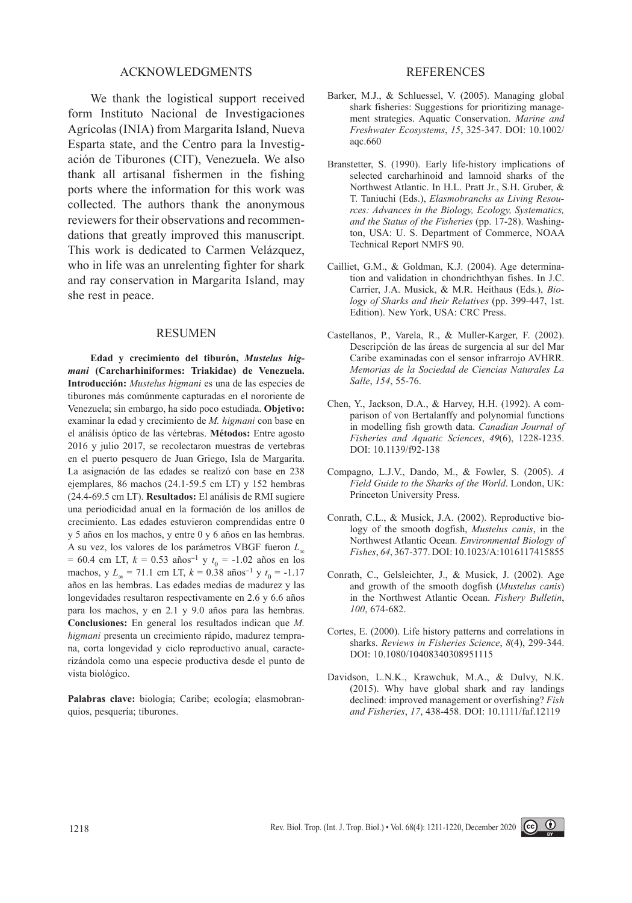## ACKNOWLEDGMENTS

We thank the logistical support received form Instituto Nacional de Investigaciones Agrícolas (INIA) from Margarita Island, Nueva Esparta state, and the Centro para la Investigación de Tiburones (CIT), Venezuela. We also thank all artisanal fishermen in the fishing ports where the information for this work was collected. The authors thank the anonymous reviewers for their observations and recommendations that greatly improved this manuscript. This work is dedicated to Carmen Velázquez, who in life was an unrelenting fighter for shark and ray conservation in Margarita Island, may she rest in peace.

## RESUMEN

**Edad y crecimiento del tiburón, *Mustelus higmani* (Carcharhiniformes: Triakidae) de Venezuela. Introducción:** *Mustelus higmani* es una de las especies de tiburones más comúnmente capturadas en el nororiente de Venezuela; sin embargo, ha sido poco estudiada. **Objetivo:** examinar la edad y crecimiento de *M. higmani* con base en el análisis óptico de las vértebras. **Métodos:** Entre agosto 2016 y julio 2017, se recolectaron muestras de vertebras en el puerto pesquero de Juan Griego, Isla de Margarita. La asignación de las edades se realizó con base en 238 ejemplares, 86 machos (24.1-59.5 cm LT) y 152 hembras (24.4-69.5 cm LT). **Resultados:** El análisis de RMI sugiere una periodicidad anual en la formación de los anillos de crecimiento. Las edades estuvieron comprendidas entre 0 y 5 años en los machos, y entre 0 y 6 años en las hembras. A su vez, los valores de los parámetros VBGF fueron $L_{\infty}$ = 60.4 cm LT, $k$ = 0.53 años$^{-1}$ y $t_0$ = -1.02 años en los machos, y $L_{\infty}$ = 71.1 cm LT, $k$ = 0.38 años$^{-1}$ y $t_0$ = -1.17 años en las hembras. Las edades medias de madurez y las longevidades resultaron respectivamente en 2.6 y 6.6 años para los machos, y en 2.1 y 9.0 años para las hembras. **Conclusiones:** En general los resultados indican que *M. higmani* presenta un crecimiento rápido, madurez temprana, corta longevidad y ciclo reproductivo anual, caracterizándola como una especie productiva desde el punto de vista biológico.

**Palabras clave:** biología; Caribe; ecología; elasmobranquios, pesquería; tiburones.

## REFERENCES

Barker, M.J., & Schluessel, V. (2005). Managing global shark fisheries: Suggestions for prioritizing management strategies. Aquatic Conservation. *Marine and Freshwater Ecosystems*, *15*, 325-347. DOI: 10.1002/aqc.660

Branstetter, S. (1990). Early life-history implications of selected carcharhinoid and lamnoid sharks of the Northwest Atlantic. In H.L. Pratt Jr., S.H. Gruber, & T. Taniuchi (Eds.), *Elasmobranchs as Living Resources: Advances in the Biology, Ecology, Systematics, and the Status of the Fisheries* (pp. 17-28). Washington, USA: U. S. Department of Commerce, NOAA Technical Report NMFS 90.

Cailliet, G.M., & Goldman, K.J. (2004). Age determination and validation in chondrichthyan fishes. In J.C. Carrier, J.A. Musick, & M.R. Heithaus (Eds.), *Biology of Sharks and their Relatives* (pp. 399-447, 1st. Edition). New York, USA: CRC Press.

Castellanos, P., Varela, R., & Muller-Karger, F. (2002). Descripción de las áreas de surgencia al sur del Mar Caribe examinadas con el sensor infrarrojo AVHRR. *Memorias de la Sociedad de Ciencias Naturales La Salle*, *154*, 55-76.

Chen, Y., Jackson, D.A., & Harvey, H.H. (1992). A comparison of von Bertalanffy and polynomial functions in modelling fish growth data. *Canadian Journal of Fisheries and Aquatic Sciences*, *49*(6), 1228-1235. DOI: 10.1139/f92-138

Compagno, L.J.V., Dando, M., & Fowler, S. (2005). *A Field Guide to the Sharks of the World*. London, UK: Princeton University Press.

Conrath, C.L., & Musick, J.A. (2002). Reproductive biology of the smooth dogfish, *Mustelus canis*, in the Northwest Atlantic Ocean. *Environmental Biology of Fishes*, *64*, 367-377. DOI: 10.1023/A:1016117415855

Conrath, C., Gelsleichter, J., & Musick, J. (2002). Age and growth of the smooth dogfish (*Mustelus canis*) in the Northwest Atlantic Ocean. *Fishery Bulletin*, *100*, 674-682.

Cortes, E. (2000). Life history patterns and correlations in sharks. *Reviews in Fisheries Science*, *8*(4), 299-344. DOI: 10.1080/10408340308951115

Davidson, L.N.K., Krawchuk, M.A., & Dulvy, N.K. (2015). Why have global shark and ray landings declined: improved management or overfishing? *Fish and Fisheries*, *17*, 438-458. DOI: 10.1111/faf.12119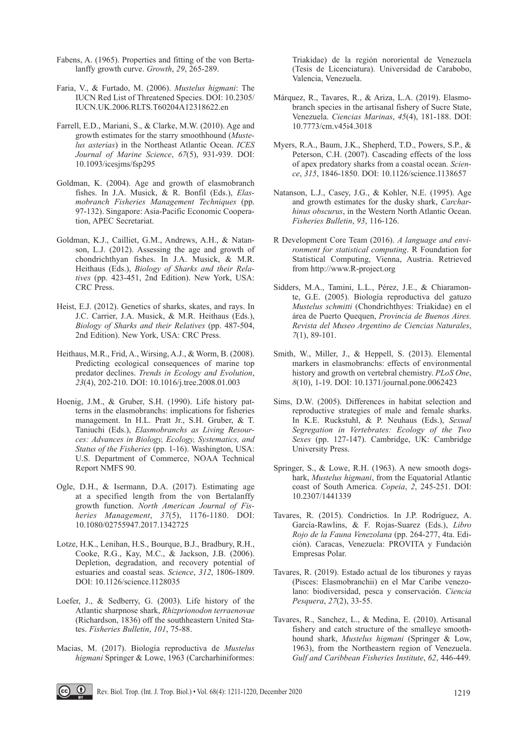Fabens, A. (1965). Properties and fitting of the von Bertalanffy growth curve. *Growth*, *29*, 265-289.

Faria, V., & Furtado, M. (2006). *Mustelus higmani*: The IUCN Red List of Threatened Species. DOI: 10.2305/IUCN.UK.2006.RLTS.T60204A12318622.en

Farrell, E.D., Mariani, S., & Clarke, M.W. (2010). Age and growth estimates for the starry smoothhound (*Mustelus asterias*) in the Northeast Atlantic Ocean. *ICES Journal of Marine Science*, *67*(5), 931-939. DOI: 10.1093/icesjms/fsp295

Goldman, K. (2004). Age and growth of elasmobranch fishes. In J.A. Musick, & R. Bonfil (Eds.), *Elasmobranch Fisheries Management Techniques* (pp. 97-132). Singapore: Asia-Pacific Economic Cooperation, APEC Secretariat.

Goldman, K.J., Cailliet, G.M., Andrews, A.H., & Natanson, L.J. (2012). Assessing the age and growth of chondrichthyan fishes. In J.A. Musick, & M.R. Heithaus (Eds.), *Biology of Sharks and their Relatives* (pp. 423-451, 2nd Edition). New York, USA: CRC Press.

Heist, E.J. (2012). Genetics of sharks, skates, and rays. In J.C. Carrier, J.A. Musick, & M.R. Heithaus (Eds.), *Biology of Sharks and their Relatives* (pp. 487-504, 2nd Edition). New York, USA: CRC Press.

Heithaus, M.R., Frid, A., Wirsing, A.J., & Worm, B. (2008). Predicting ecological consequences of marine top predator declines. *Trends in Ecology and Evolution*, *23*(4), 202-210. DOI: 10.1016/j.tree.2008.01.003

Hoenig, J.M., & Gruber, S.H. (1990). Life history patterns in the elasmobranchs: implications for fisheries management. In H.L. Pratt Jr., S.H. Gruber, & T. Taniuchi (Eds.), *Elasmobranchs as Living Resources: Advances in Biology, Ecology, Systematics, and Status of the Fisheries* (pp. 1-16). Washington, USA: U.S. Department of Commerce, NOAA Technical Report NMFS 90.

Ogle, D.H., & Isermann, D.A. (2017). Estimating age at a specified length from the von Bertalanffy growth function. *North American Journal of Fisheries Management*, *37*(5), 1176-1180. DOI: 10.1080/02755947.2017.1342725

Lotze, H.K., Lenihan, H.S., Bourque, B.J., Bradbury, R.H., Cooke, R.G., Kay, M.C., & Jackson, J.B. (2006). Depletion, degradation, and recovery potential of estuaries and coastal seas. *Science*, *312*, 1806-1809. DOI: 10.1126/science.1128035

Loefer, J., & Sedberry, G. (2003). Life history of the Atlantic sharpnose shark, *Rhizprionodon terraenovae* (Richardson, 1836) off the southheastern United States. *Fisheries Bulletin*, *101*, 75-88.

Macias, M. (2017). Biología reproductiva de *Mustelus higmani* Springer & Lowe, 1963 (Carcharhiniformes: Triakidae) de la región nororiental de Venezuela (Tesis de Licenciatura). Universidad de Carabobo, Valencia, Venezuela.

Márquez, R., Tavares, R., & Ariza, L.A. (2019). Elasmobranch species in the artisanal fishery of Sucre State, Venezuela. *Ciencias Marinas*, *45*(4), 181-188. DOI: 10.7773/cm.v45i4.3018

Myers, R.A., Baum, J.K., Shepherd, T.D., Powers, S.P., & Peterson, C.H. (2007). Cascading effects of the loss of apex predatory sharks from a coastal ocean. *Science*, *315*, 1846-1850. DOI: 10.1126/science.1138657

Natanson, L.J., Casey, J.G., & Kohler, N.E. (1995). Age and growth estimates for the dusky shark, *Carcharhinus obscurus*, in the Western North Atlantic Ocean. *Fisheries Bulletin*, *93*, 116-126.

R Development Core Team (2016). *A language and environment for statistical computing*. R Foundation for Statistical Computing, Vienna, Austria. Retrieved from http://www.R-project.org

Sidders, M.A., Tamini, L.L., Pérez, J.E., & Chiaramonte, G.E. (2005). Biología reproductiva del gatuzo *Mustelus schmitti* (Chondrichthyes: Triakidae) en el área de Puerto Quequen, *Provincia de Buenos Aires. Revista del Museo Argentino de Ciencias Naturales*, *7*(1), 89-101.

Smith, W., Miller, J., & Heppell, S. (2013). Elemental markers in elasmobranchs: effects of environmental history and growth on vertebral chemistry. *PLoS One*, *8*(10), 1-19. DOI: 10.1371/journal.pone.0062423

Sims, D.W. (2005). Differences in habitat selection and reproductive strategies of male and female sharks. In K.E. Ruckstuhl, & P. Neuhaus (Eds.), *Sexual Segregation in Vertebrates: Ecology of the Two Sexes* (pp. 127-147). Cambridge, UK: Cambridge University Press.

Springer, S., & Lowe, R.H. (1963). A new smooth dogshark, *Mustelus higmani*, from the Equatorial Atlantic coast of South America. *Copeia*, *2*, 245-251. DOI: 10.2307/1441339

Tavares, R. (2015). Condrictios. In J.P. Rodríguez, A. García-Rawlins, & F. Rojas-Suarez (Eds.), *Libro Rojo de la Fauna Venezolana* (pp. 264-277, 4ta. Edición). Caracas, Venezuela: PROVITA y Fundación Empresas Polar.

Tavares, R. (2019). Estado actual de los tiburones y rayas (Pisces: Elasmobranchii) en el Mar Caribe venezolano: biodiversidad, pesca y conservación. *Ciencia Pesquera*, *27*(2), 33-55.

Tavares, R., Sanchez, L., & Medina, E. (2010). Artisanal fishery and catch structure of the smalleye smoothhound shark, *Mustelus higmani* (Springer & Low, 1963), from the Northeastern region of Venezuela. *Gulf and Caribbean Fisheries Institute*, *62*, 446-449.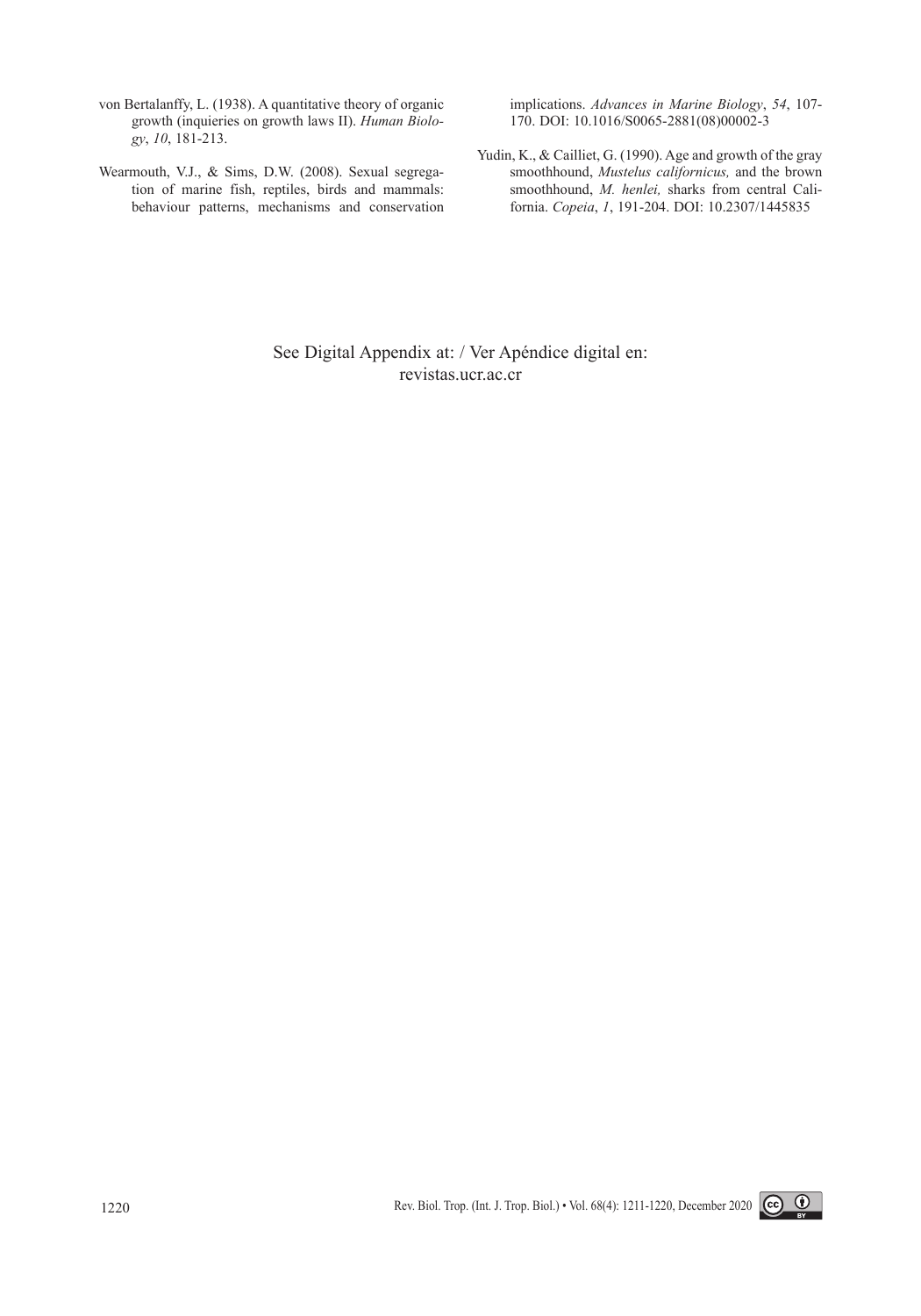von Bertalanffy, L. (1938). A quantitative theory of organic growth (inquieries on growth laws II). *Human Biology*, *10*, 181-213.

Wearmouth, V.J., & Sims, D.W. (2008). Sexual segregation of marine fish, reptiles, birds and mammals: behaviour patterns, mechanisms and conservation implications. *Advances in Marine Biology*, *54*, 107-170. DOI: 10.1016/S0065-2881(08)00002-3

Yudin, K., & Cailliet, G. (1990). Age and growth of the gray smoothhound, *Mustelus californicus,* and the brown smoothhound, *M. henlei,* sharks from central California. *Copeia*, *1*, 191-204. DOI: 10.2307/1445835

See Digital Appendix at: / Ver Apéndice digital en: revistas.ucr.ac.cr